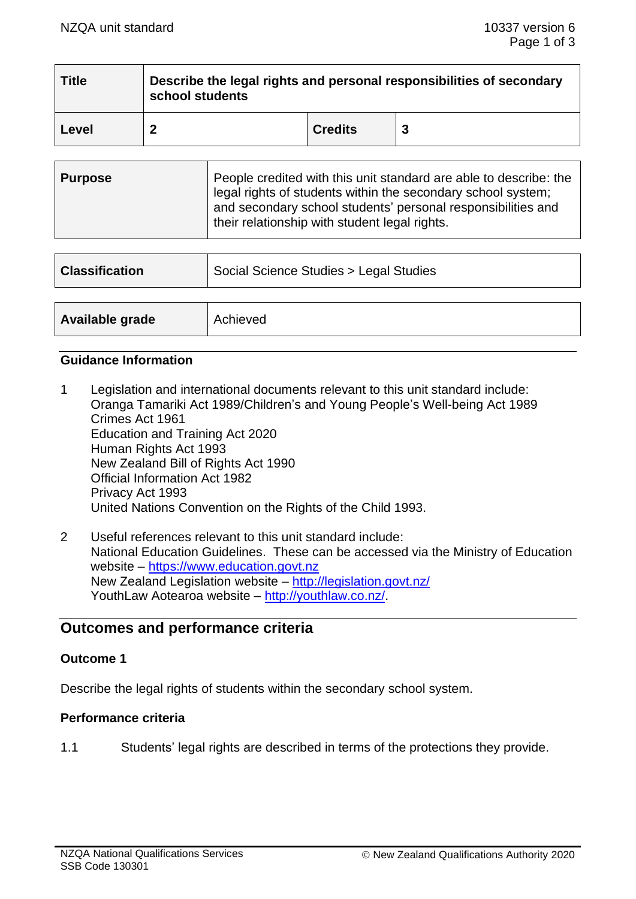| Title | Describe the legal rights and personal responsibilities of secondary school students | | |
|---|---|---|---|
| Level | 2 | Credits | 3 |

| Purpose | People credited with this unit standard are able to describe: the legal rights of students within the secondary school system; and secondary school students' personal responsibilities and their relationship with student legal rights. |
|---|---|

| Classification | Social Science Studies > Legal Studies |
|---|---|

| Available grade | Achieved |
|---|---|

### Guidance Information

1 Legislation and international documents relevant to this unit standard include:
Oranga Tamariki Act 1989/Children's and Young People's Well-being Act 1989
Crimes Act 1961
Education and Training Act 2020
Human Rights Act 1993
New Zealand Bill of Rights Act 1990
Official Information Act 1982
Privacy Act 1993
United Nations Convention on the Rights of the Child 1993.

2 Useful references relevant to this unit standard include:
National Education Guidelines. These can be accessed via the Ministry of Education website – https://www.education.govt.nz
New Zealand Legislation website – http://legislation.govt.nz/
YouthLaw Aotearoa website – http://youthlaw.co.nz/.

## Outcomes and performance criteria

### Outcome 1

Describe the legal rights of students within the secondary school system.

### Performance criteria

1.1 Students' legal rights are described in terms of the protections they provide.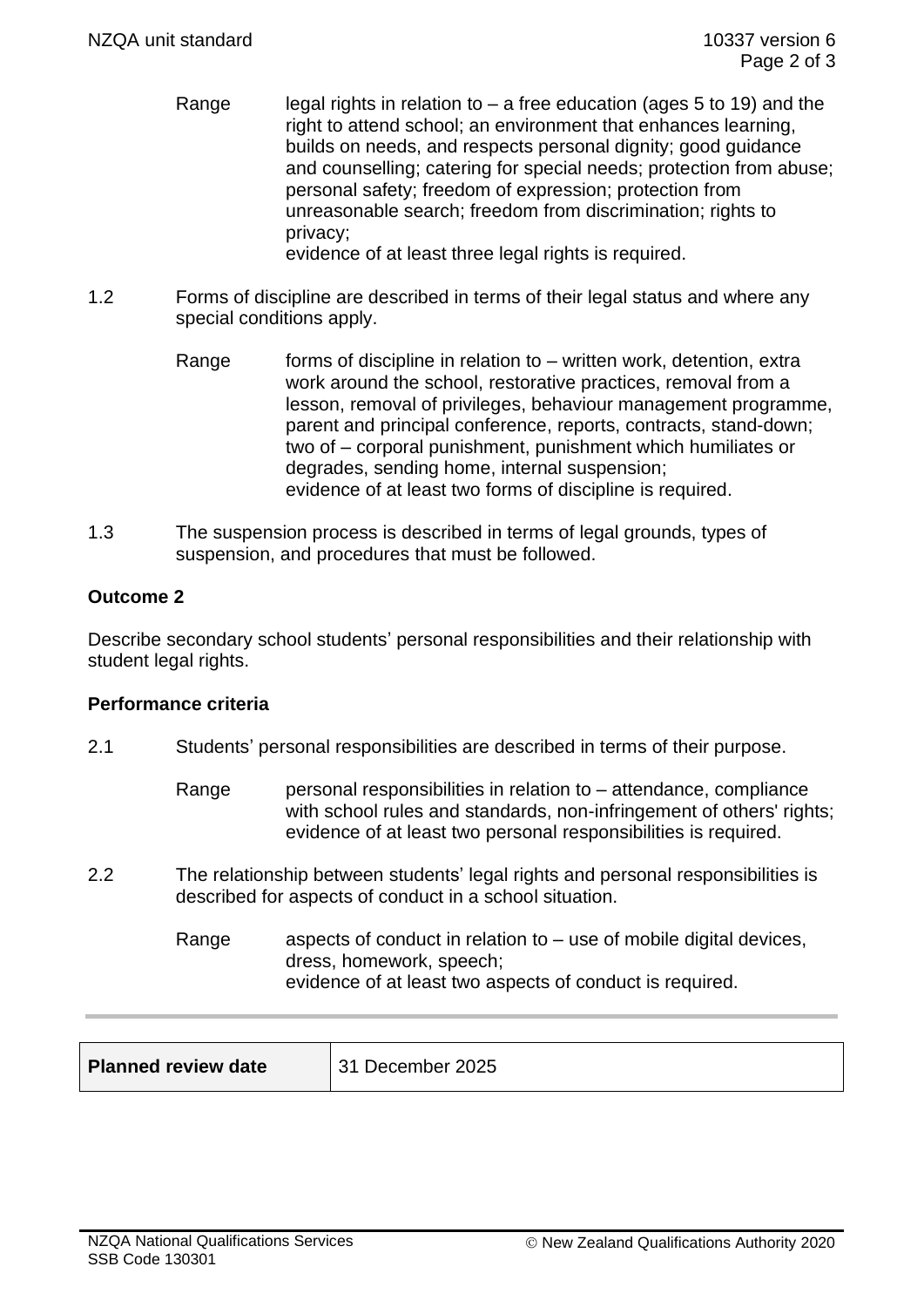Range legal rights in relation to – a free education (ages 5 to 19) and the right to attend school; an environment that enhances learning, builds on needs, and respects personal dignity; good guidance and counselling; catering for special needs; protection from abuse; personal safety; freedom of expression; protection from unreasonable search; freedom from discrimination; rights to privacy;
evidence of at least three legal rights is required.

1.2 Forms of discipline are described in terms of their legal status and where any special conditions apply.

Range forms of discipline in relation to – written work, detention, extra work around the school, restorative practices, removal from a lesson, removal of privileges, behaviour management programme, parent and principal conference, reports, contracts, stand-down; two of – corporal punishment, punishment which humiliates or degrades, sending home, internal suspension;
evidence of at least two forms of discipline is required.

1.3 The suspension process is described in terms of legal grounds, types of suspension, and procedures that must be followed.

**Outcome 2**

Describe secondary school students' personal responsibilities and their relationship with student legal rights.

**Performance criteria**

2.1 Students' personal responsibilities are described in terms of their purpose.

Range personal responsibilities in relation to – attendance, compliance with school rules and standards, non-infringement of others' rights;
evidence of at least two personal responsibilities is required.

2.2 The relationship between students' legal rights and personal responsibilities is described for aspects of conduct in a school situation.

Range aspects of conduct in relation to – use of mobile digital devices, dress, homework, speech;
evidence of at least two aspects of conduct is required.

| **Planned review date** | 31 December 2025 |
| --- | --- |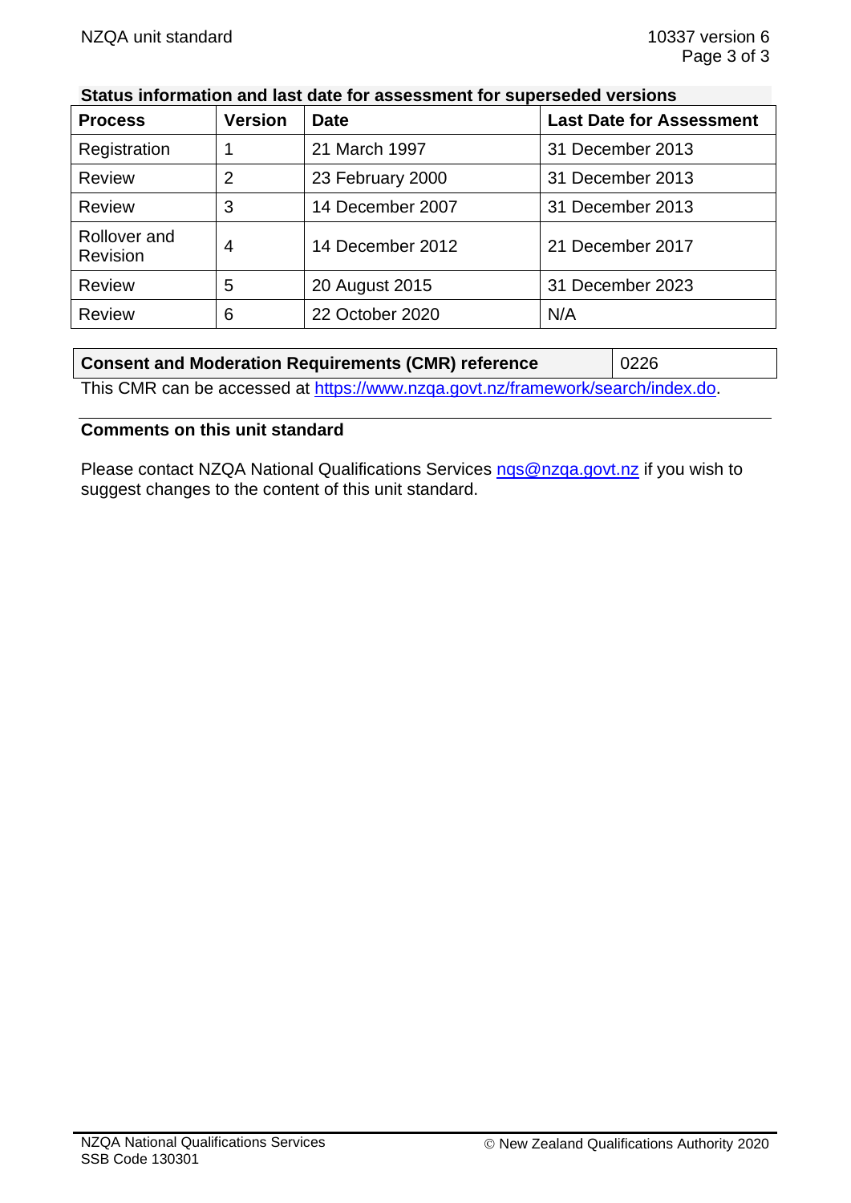**Status information and last date for assessment for superseded versions**

| Process | Version | Date | Last Date for Assessment |
|---|---|---|---|
| Registration | 1 | 21 March 1997 | 31 December 2013 |
| Review | 2 | 23 February 2000 | 31 December 2013 |
| Review | 3 | 14 December 2007 | 31 December 2013 |
| Rollover and Revision | 4 | 14 December 2012 | 21 December 2017 |
| Review | 5 | 20 August 2015 | 31 December 2023 |
| Review | 6 | 22 October 2020 | N/A |

| **Consent and Moderation Requirements (CMR) reference** | 0226 |
|---|---|

This CMR can be accessed at https://www.nzqa.govt.nz/framework/search/index.do.

**Comments on this unit standard**

Please contact NZQA National Qualifications Services nqs@nzqa.govt.nz if you wish to suggest changes to the content of this unit standard.